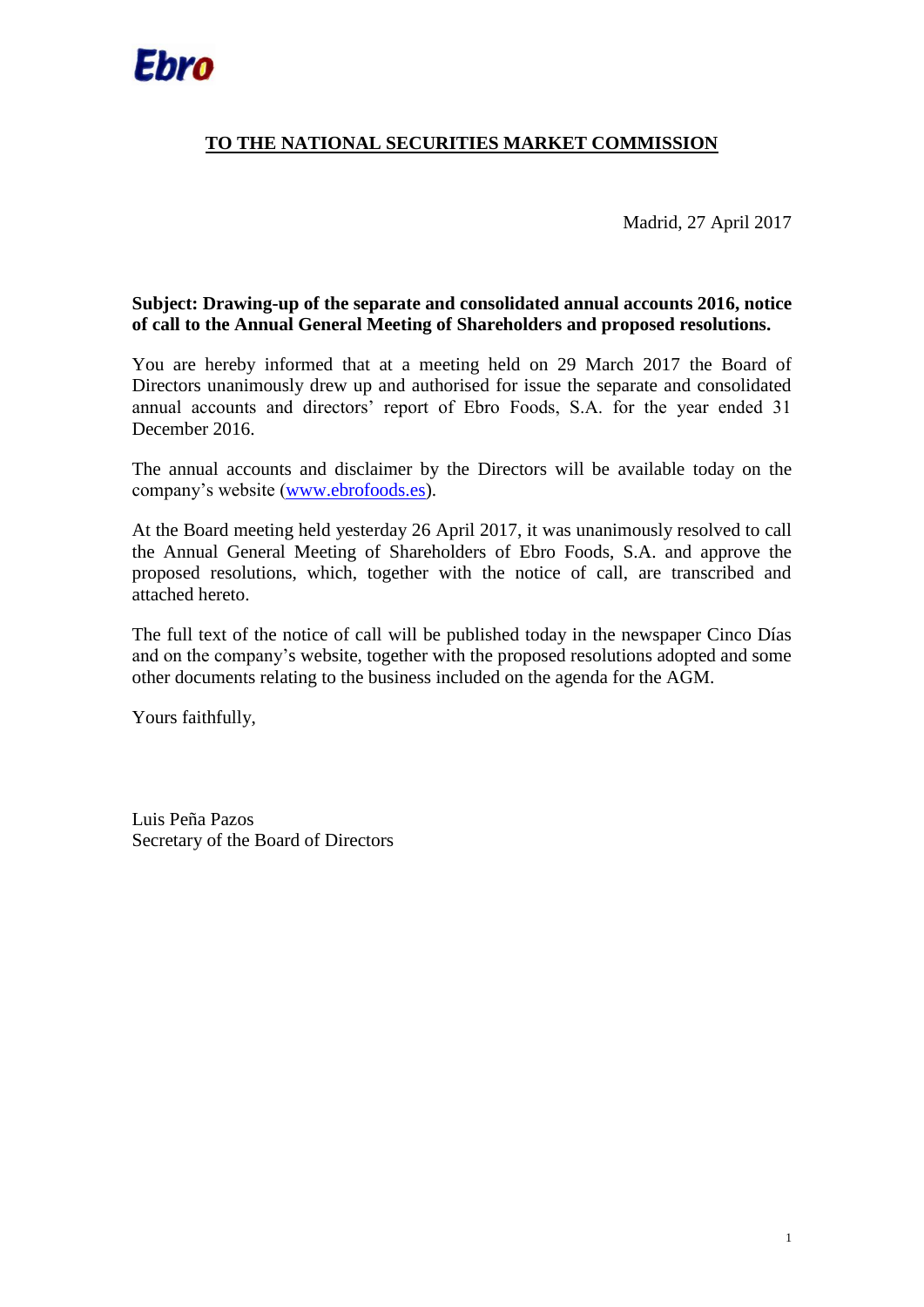Ebro

## TO THE NATIONAL SECURITIES MARKET COMMISSION

Madrid, 27 April 2017

**Subject: Drawing-up of the separate and consolidated annual accounts 2016, notice of call to the Annual General Meeting of Shareholders and proposed resolutions.**

You are hereby informed that at a meeting held on 29 March 2017 the Board of Directors unanimously drew up and authorised for issue the separate and consolidated annual accounts and directors' report of Ebro Foods, S.A. for the year ended 31 December 2016.

The annual accounts and disclaimer by the Directors will be available today on the company's website (www.ebrofoods.es).

At the Board meeting held yesterday 26 April 2017, it was unanimously resolved to call the Annual General Meeting of Shareholders of Ebro Foods, S.A. and approve the proposed resolutions, which, together with the notice of call, are transcribed and attached hereto.

The full text of the notice of call will be published today in the newspaper Cinco Días and on the company's website, together with the proposed resolutions adopted and some other documents relating to the business included on the agenda for the AGM.

Yours faithfully,

Luis Peña Pazos
Secretary of the Board of Directors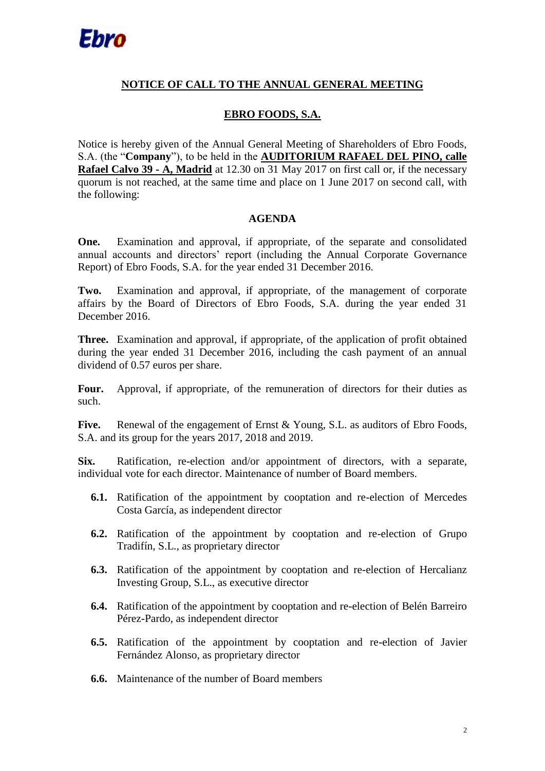## NOTICE OF CALL TO THE ANNUAL GENERAL MEETING

## EBRO FOODS, S.A.

Notice is hereby given of the Annual General Meeting of Shareholders of Ebro Foods, S.A. (the "**Company**"), to be held in the **AUDITORIUM RAFAEL DEL PINO, calle Rafael Calvo 39 - A, Madrid** at 12.30 on 31 May 2017 on first call or, if the necessary quorum is not reached, at the same time and place on 1 June 2017 on second call, with the following:

### AGENDA

**One.** Examination and approval, if appropriate, of the separate and consolidated annual accounts and directors' report (including the Annual Corporate Governance Report) of Ebro Foods, S.A. for the year ended 31 December 2016.

**Two.** Examination and approval, if appropriate, of the management of corporate affairs by the Board of Directors of Ebro Foods, S.A. during the year ended 31 December 2016.

**Three.** Examination and approval, if appropriate, of the application of profit obtained during the year ended 31 December 2016, including the cash payment of an annual dividend of 0.57 euros per share.

**Four.** Approval, if appropriate, of the remuneration of directors for their duties as such.

**Five.** Renewal of the engagement of Ernst & Young, S.L. as auditors of Ebro Foods, S.A. and its group for the years 2017, 2018 and 2019.

**Six.** Ratification, re-election and/or appointment of directors, with a separate, individual vote for each director. Maintenance of number of Board members.

- **6.1.** Ratification of the appointment by cooptation and re-election of Mercedes Costa García, as independent director
- **6.2.** Ratification of the appointment by cooptation and re-election of Grupo Tradifín, S.L., as proprietary director
- **6.3.** Ratification of the appointment by cooptation and re-election of Hercalianz Investing Group, S.L., as executive director
- **6.4.** Ratification of the appointment by cooptation and re-election of Belén Barreiro Pérez-Pardo, as independent director
- **6.5.** Ratification of the appointment by cooptation and re-election of Javier Fernández Alonso, as proprietary director
- **6.6.** Maintenance of the number of Board members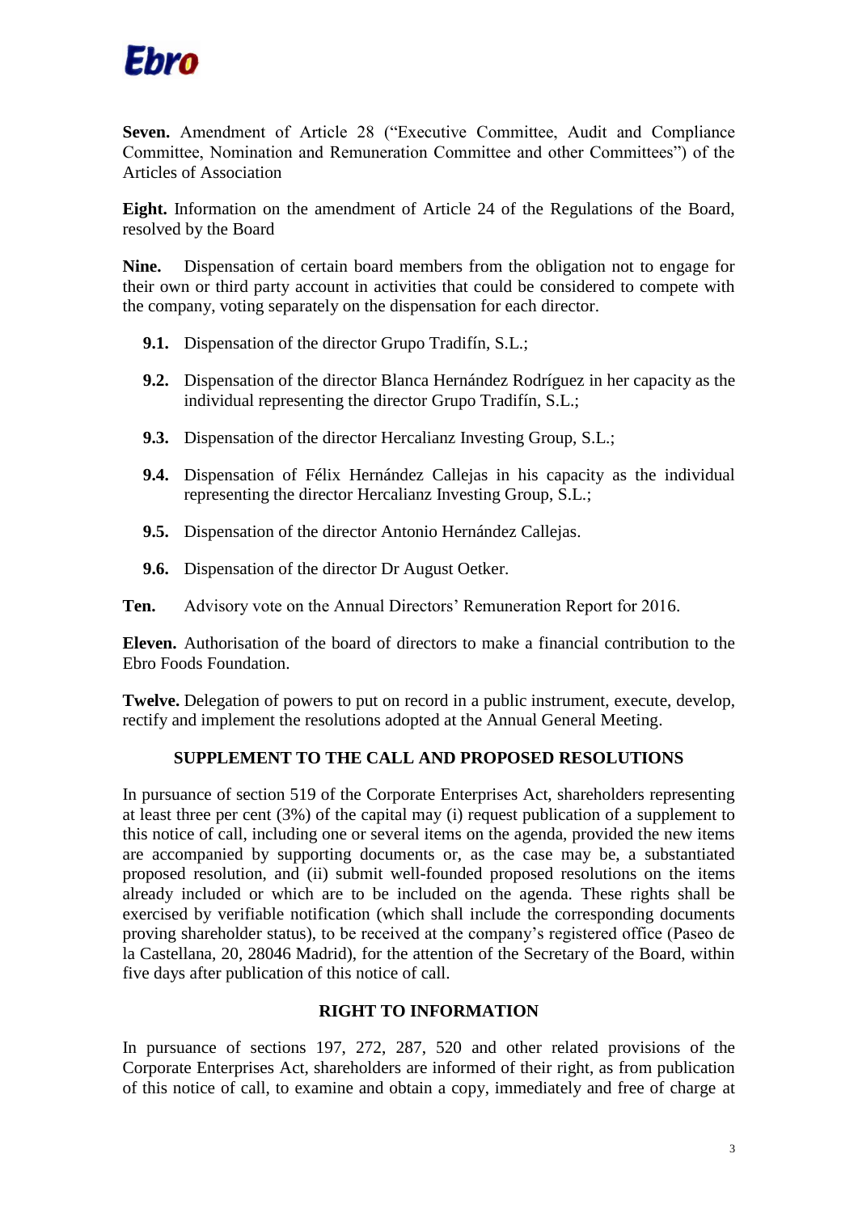**Seven.** Amendment of Article 28 ("Executive Committee, Audit and Compliance Committee, Nomination and Remuneration Committee and other Committees") of the Articles of Association

**Eight.** Information on the amendment of Article 24 of the Regulations of the Board, resolved by the Board

**Nine.** Dispensation of certain board members from the obligation not to engage for their own or third party account in activities that could be considered to compete with the company, voting separately on the dispensation for each director.

- **9.1.** Dispensation of the director Grupo Tradifín, S.L.;
- **9.2.** Dispensation of the director Blanca Hernández Rodríguez in her capacity as the individual representing the director Grupo Tradifín, S.L.;
- **9.3.** Dispensation of the director Hercalianz Investing Group, S.L.;
- **9.4.** Dispensation of Félix Hernández Callejas in his capacity as the individual representing the director Hercalianz Investing Group, S.L.;
- **9.5.** Dispensation of the director Antonio Hernández Callejas.
- **9.6.** Dispensation of the director Dr August Oetker.

**Ten.** Advisory vote on the Annual Directors' Remuneration Report for 2016.

**Eleven.** Authorisation of the board of directors to make a financial contribution to the Ebro Foods Foundation.

**Twelve.** Delegation of powers to put on record in a public instrument, execute, develop, rectify and implement the resolutions adopted at the Annual General Meeting.

## SUPPLEMENT TO THE CALL AND PROPOSED RESOLUTIONS

In pursuance of section 519 of the Corporate Enterprises Act, shareholders representing at least three per cent (3%) of the capital may (i) request publication of a supplement to this notice of call, including one or several items on the agenda, provided the new items are accompanied by supporting documents or, as the case may be, a substantiated proposed resolution, and (ii) submit well-founded proposed resolutions on the items already included or which are to be included on the agenda. These rights shall be exercised by verifiable notification (which shall include the corresponding documents proving shareholder status), to be received at the company's registered office (Paseo de la Castellana, 20, 28046 Madrid), for the attention of the Secretary of the Board, within five days after publication of this notice of call.

## RIGHT TO INFORMATION

In pursuance of sections 197, 272, 287, 520 and other related provisions of the Corporate Enterprises Act, shareholders are informed of their right, as from publication of this notice of call, to examine and obtain a copy, immediately and free of charge at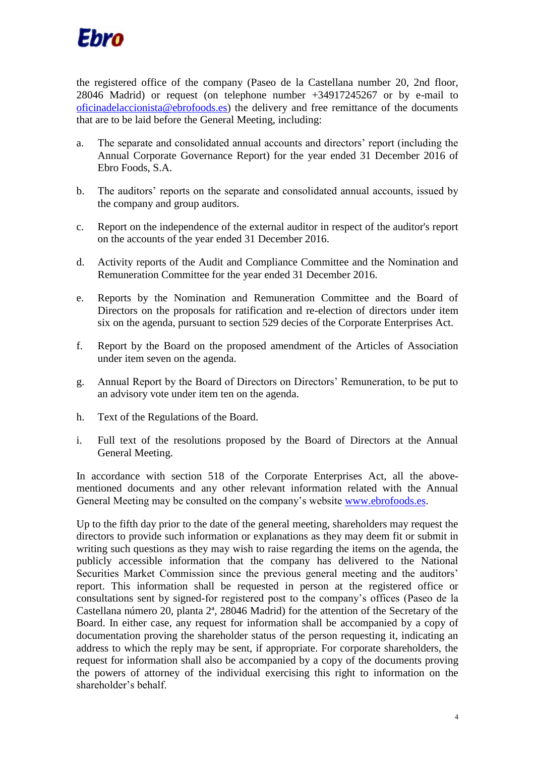the registered office of the company (Paseo de la Castellana number 20, 2nd floor, 28046 Madrid) or request (on telephone number +34917245267 or by e-mail to oficinadelaccionista@ebrofoods.es) the delivery and free remittance of the documents that are to be laid before the General Meeting, including:

a. The separate and consolidated annual accounts and directors' report (including the Annual Corporate Governance Report) for the year ended 31 December 2016 of Ebro Foods, S.A.

b. The auditors' reports on the separate and consolidated annual accounts, issued by the company and group auditors.

c. Report on the independence of the external auditor in respect of the auditor's report on the accounts of the year ended 31 December 2016.

d. Activity reports of the Audit and Compliance Committee and the Nomination and Remuneration Committee for the year ended 31 December 2016.

e. Reports by the Nomination and Remuneration Committee and the Board of Directors on the proposals for ratification and re-election of directors under item six on the agenda, pursuant to section 529 decies of the Corporate Enterprises Act.

f. Report by the Board on the proposed amendment of the Articles of Association under item seven on the agenda.

g. Annual Report by the Board of Directors on Directors' Remuneration, to be put to an advisory vote under item ten on the agenda.

h. Text of the Regulations of the Board.

i. Full text of the resolutions proposed by the Board of Directors at the Annual General Meeting.

In accordance with section 518 of the Corporate Enterprises Act, all the above-mentioned documents and any other relevant information related with the Annual General Meeting may be consulted on the company's website www.ebrofoods.es.

Up to the fifth day prior to the date of the general meeting, shareholders may request the directors to provide such information or explanations as they may deem fit or submit in writing such questions as they may wish to raise regarding the items on the agenda, the publicly accessible information that the company has delivered to the National Securities Market Commission since the previous general meeting and the auditors' report. This information shall be requested in person at the registered office or consultations sent by signed-for registered post to the company's offices (Paseo de la Castellana número 20, planta 2ª, 28046 Madrid) for the attention of the Secretary of the Board. In either case, any request for information shall be accompanied by a copy of documentation proving the shareholder status of the person requesting it, indicating an address to which the reply may be sent, if appropriate. For corporate shareholders, the request for information shall also be accompanied by a copy of the documents proving the powers of attorney of the individual exercising this right to information on the shareholder's behalf.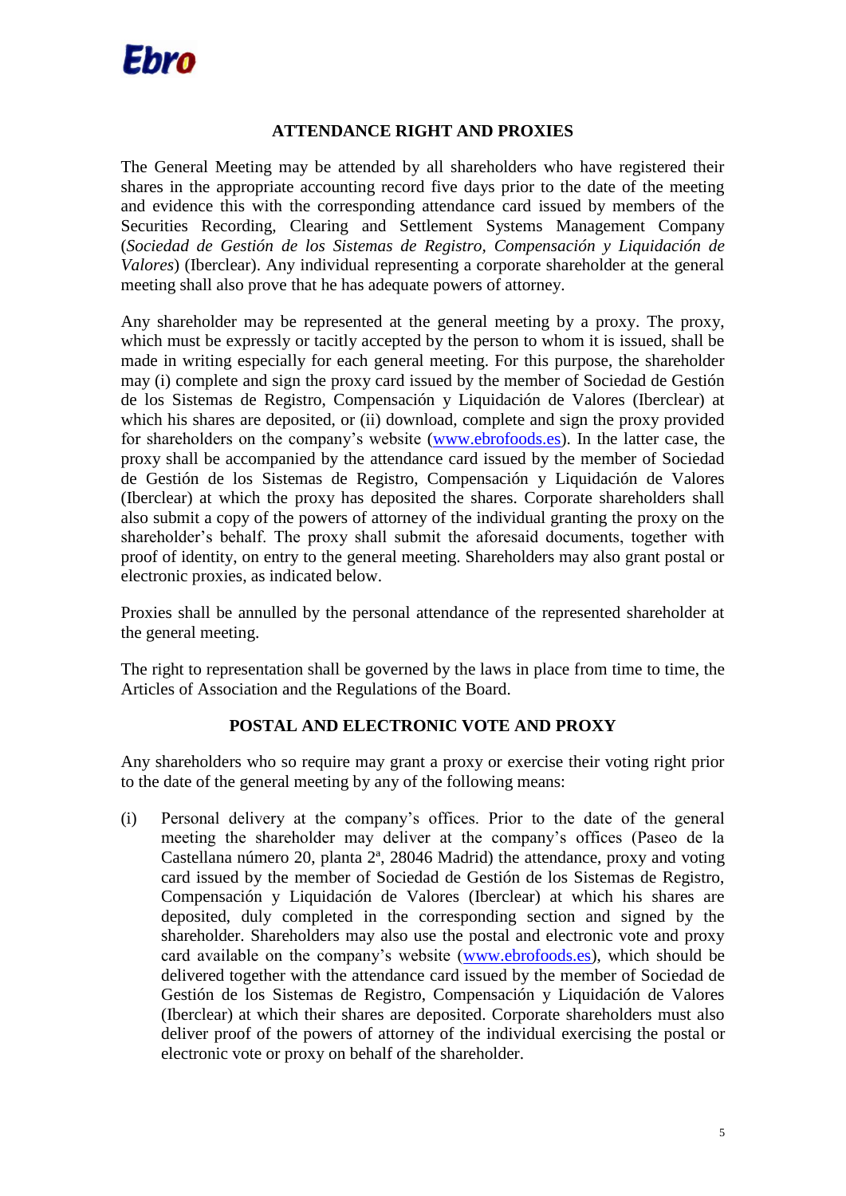## ATTENDANCE RIGHT AND PROXIES

The General Meeting may be attended by all shareholders who have registered their shares in the appropriate accounting record five days prior to the date of the meeting and evidence this with the corresponding attendance card issued by members of the Securities Recording, Clearing and Settlement Systems Management Company (*Sociedad de Gestión de los Sistemas de Registro, Compensación y Liquidación de Valores*) (Iberclear). Any individual representing a corporate shareholder at the general meeting shall also prove that he has adequate powers of attorney.

Any shareholder may be represented at the general meeting by a proxy. The proxy, which must be expressly or tacitly accepted by the person to whom it is issued, shall be made in writing especially for each general meeting. For this purpose, the shareholder may (i) complete and sign the proxy card issued by the member of Sociedad de Gestión de los Sistemas de Registro, Compensación y Liquidación de Valores (Iberclear) at which his shares are deposited, or (ii) download, complete and sign the proxy provided for shareholders on the company's website (www.ebrofoods.es). In the latter case, the proxy shall be accompanied by the attendance card issued by the member of Sociedad de Gestión de los Sistemas de Registro, Compensación y Liquidación de Valores (Iberclear) at which the proxy has deposited the shares. Corporate shareholders shall also submit a copy of the powers of attorney of the individual granting the proxy on the shareholder's behalf. The proxy shall submit the aforesaid documents, together with proof of identity, on entry to the general meeting. Shareholders may also grant postal or electronic proxies, as indicated below.

Proxies shall be annulled by the personal attendance of the represented shareholder at the general meeting.

The right to representation shall be governed by the laws in place from time to time, the Articles of Association and the Regulations of the Board.

## POSTAL AND ELECTRONIC VOTE AND PROXY

Any shareholders who so require may grant a proxy or exercise their voting right prior to the date of the general meeting by any of the following means:

(i) Personal delivery at the company's offices. Prior to the date of the general meeting the shareholder may deliver at the company's offices (Paseo de la Castellana número 20, planta 2ª, 28046 Madrid) the attendance, proxy and voting card issued by the member of Sociedad de Gestión de los Sistemas de Registro, Compensación y Liquidación de Valores (Iberclear) at which his shares are deposited, duly completed in the corresponding section and signed by the shareholder. Shareholders may also use the postal and electronic vote and proxy card available on the company's website (www.ebrofoods.es), which should be delivered together with the attendance card issued by the member of Sociedad de Gestión de los Sistemas de Registro, Compensación y Liquidación de Valores (Iberclear) at which their shares are deposited. Corporate shareholders must also deliver proof of the powers of attorney of the individual exercising the postal or electronic vote or proxy on behalf of the shareholder.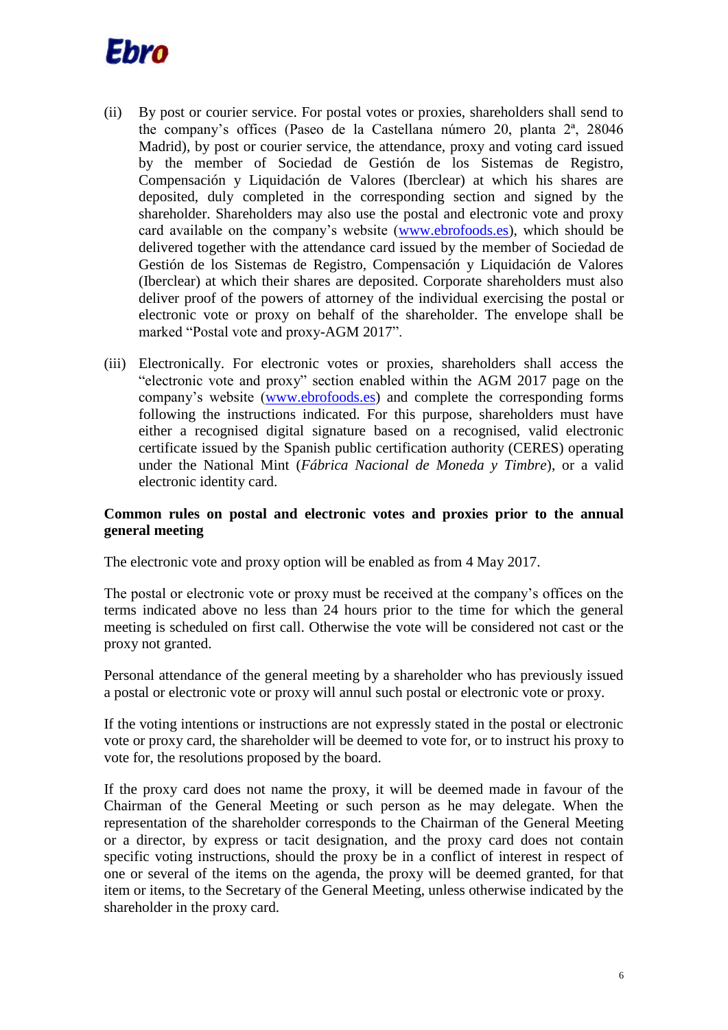(ii) By post or courier service. For postal votes or proxies, shareholders shall send to the company's offices (Paseo de la Castellana número 20, planta 2ª, 28046 Madrid), by post or courier service, the attendance, proxy and voting card issued by the member of Sociedad de Gestión de los Sistemas de Registro, Compensación y Liquidación de Valores (Iberclear) at which his shares are deposited, duly completed in the corresponding section and signed by the shareholder. Shareholders may also use the postal and electronic vote and proxy card available on the company's website (www.ebrofoods.es), which should be delivered together with the attendance card issued by the member of Sociedad de Gestión de los Sistemas de Registro, Compensación y Liquidación de Valores (Iberclear) at which their shares are deposited. Corporate shareholders must also deliver proof of the powers of attorney of the individual exercising the postal or electronic vote or proxy on behalf of the shareholder. The envelope shall be marked "Postal vote and proxy-AGM 2017".

(iii) Electronically. For electronic votes or proxies, shareholders shall access the "electronic vote and proxy" section enabled within the AGM 2017 page on the company's website (www.ebrofoods.es) and complete the corresponding forms following the instructions indicated. For this purpose, shareholders must have either a recognised digital signature based on a recognised, valid electronic certificate issued by the Spanish public certification authority (CERES) operating under the National Mint (*Fábrica Nacional de Moneda y Timbre*), or a valid electronic identity card.

**Common rules on postal and electronic votes and proxies prior to the annual general meeting**

The electronic vote and proxy option will be enabled as from 4 May 2017.

The postal or electronic vote or proxy must be received at the company's offices on the terms indicated above no less than 24 hours prior to the time for which the general meeting is scheduled on first call. Otherwise the vote will be considered not cast or the proxy not granted.

Personal attendance of the general meeting by a shareholder who has previously issued a postal or electronic vote or proxy will annul such postal or electronic vote or proxy.

If the voting intentions or instructions are not expressly stated in the postal or electronic vote or proxy card, the shareholder will be deemed to vote for, or to instruct his proxy to vote for, the resolutions proposed by the board.

If the proxy card does not name the proxy, it will be deemed made in favour of the Chairman of the General Meeting or such person as he may delegate. When the representation of the shareholder corresponds to the Chairman of the General Meeting or a director, by express or tacit designation, and the proxy card does not contain specific voting instructions, should the proxy be in a conflict of interest in respect of one or several of the items on the agenda, the proxy will be deemed granted, for that item or items, to the Secretary of the General Meeting, unless otherwise indicated by the shareholder in the proxy card.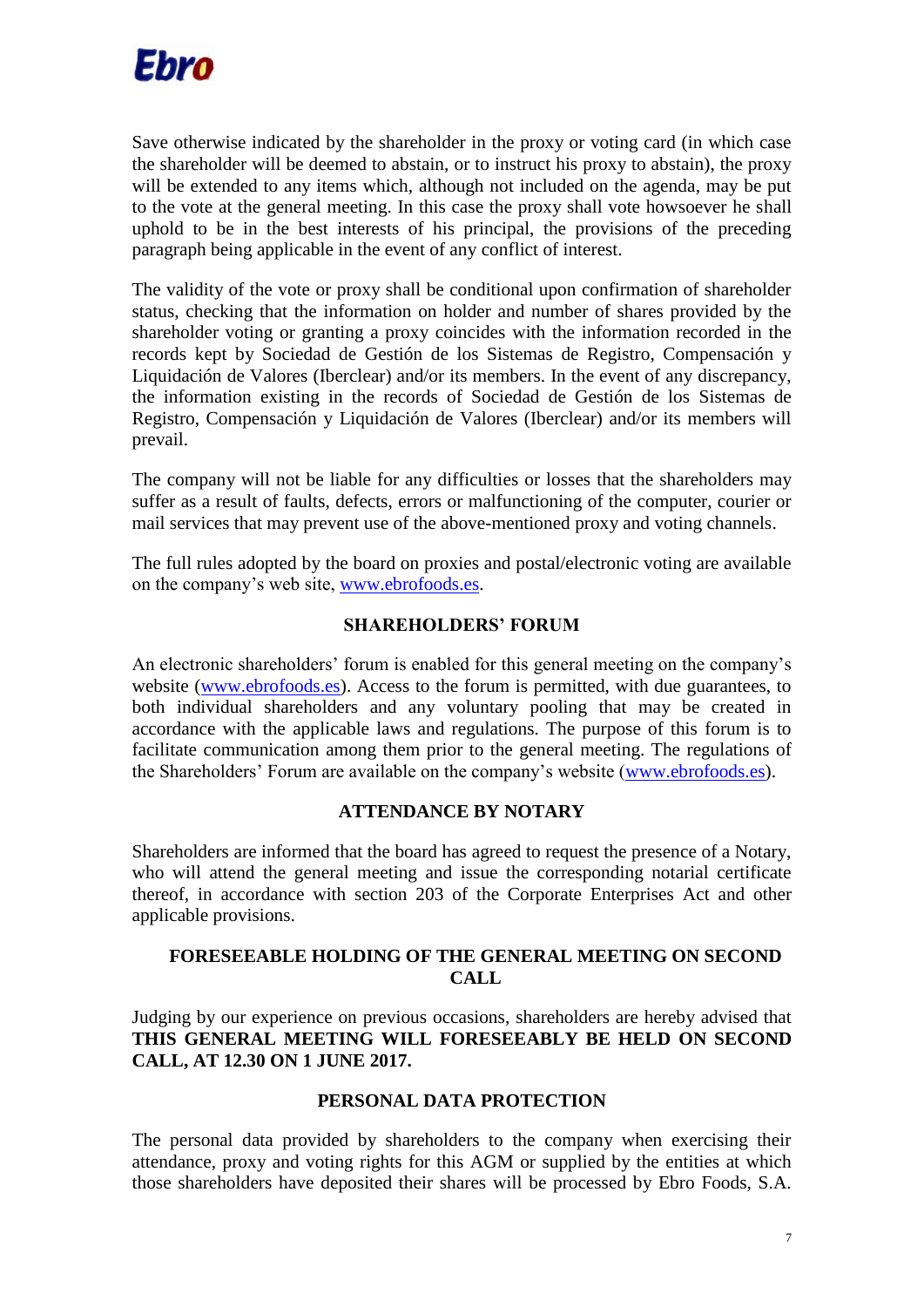Save otherwise indicated by the shareholder in the proxy or voting card (in which case the shareholder will be deemed to abstain, or to instruct his proxy to abstain), the proxy will be extended to any items which, although not included on the agenda, may be put to the vote at the general meeting. In this case the proxy shall vote howsoever he shall uphold to be in the best interests of his principal, the provisions of the preceding paragraph being applicable in the event of any conflict of interest.

The validity of the vote or proxy shall be conditional upon confirmation of shareholder status, checking that the information on holder and number of shares provided by the shareholder voting or granting a proxy coincides with the information recorded in the records kept by Sociedad de Gestión de los Sistemas de Registro, Compensación y Liquidación de Valores (Iberclear) and/or its members. In the event of any discrepancy, the information existing in the records of Sociedad de Gestión de los Sistemas de Registro, Compensación y Liquidación de Valores (Iberclear) and/or its members will prevail.

The company will not be liable for any difficulties or losses that the shareholders may suffer as a result of faults, defects, errors or malfunctioning of the computer, courier or mail services that may prevent use of the above-mentioned proxy and voting channels.

The full rules adopted by the board on proxies and postal/electronic voting are available on the company's web site, www.ebrofoods.es.

## SHAREHOLDERS' FORUM

An electronic shareholders' forum is enabled for this general meeting on the company's website (www.ebrofoods.es). Access to the forum is permitted, with due guarantees, to both individual shareholders and any voluntary pooling that may be created in accordance with the applicable laws and regulations. The purpose of this forum is to facilitate communication among them prior to the general meeting. The regulations of the Shareholders' Forum are available on the company's website (www.ebrofoods.es).

## ATTENDANCE BY NOTARY

Shareholders are informed that the board has agreed to request the presence of a Notary, who will attend the general meeting and issue the corresponding notarial certificate thereof, in accordance with section 203 of the Corporate Enterprises Act and other applicable provisions.

## FORESEEABLE HOLDING OF THE GENERAL MEETING ON SECOND CALL

Judging by our experience on previous occasions, shareholders are hereby advised that **THIS GENERAL MEETING WILL FORESEEABLY BE HELD ON SECOND CALL, AT 12.30 ON 1 JUNE 2017.**

## PERSONAL DATA PROTECTION

The personal data provided by shareholders to the company when exercising their attendance, proxy and voting rights for this AGM or supplied by the entities at which those shareholders have deposited their shares will be processed by Ebro Foods, S.A.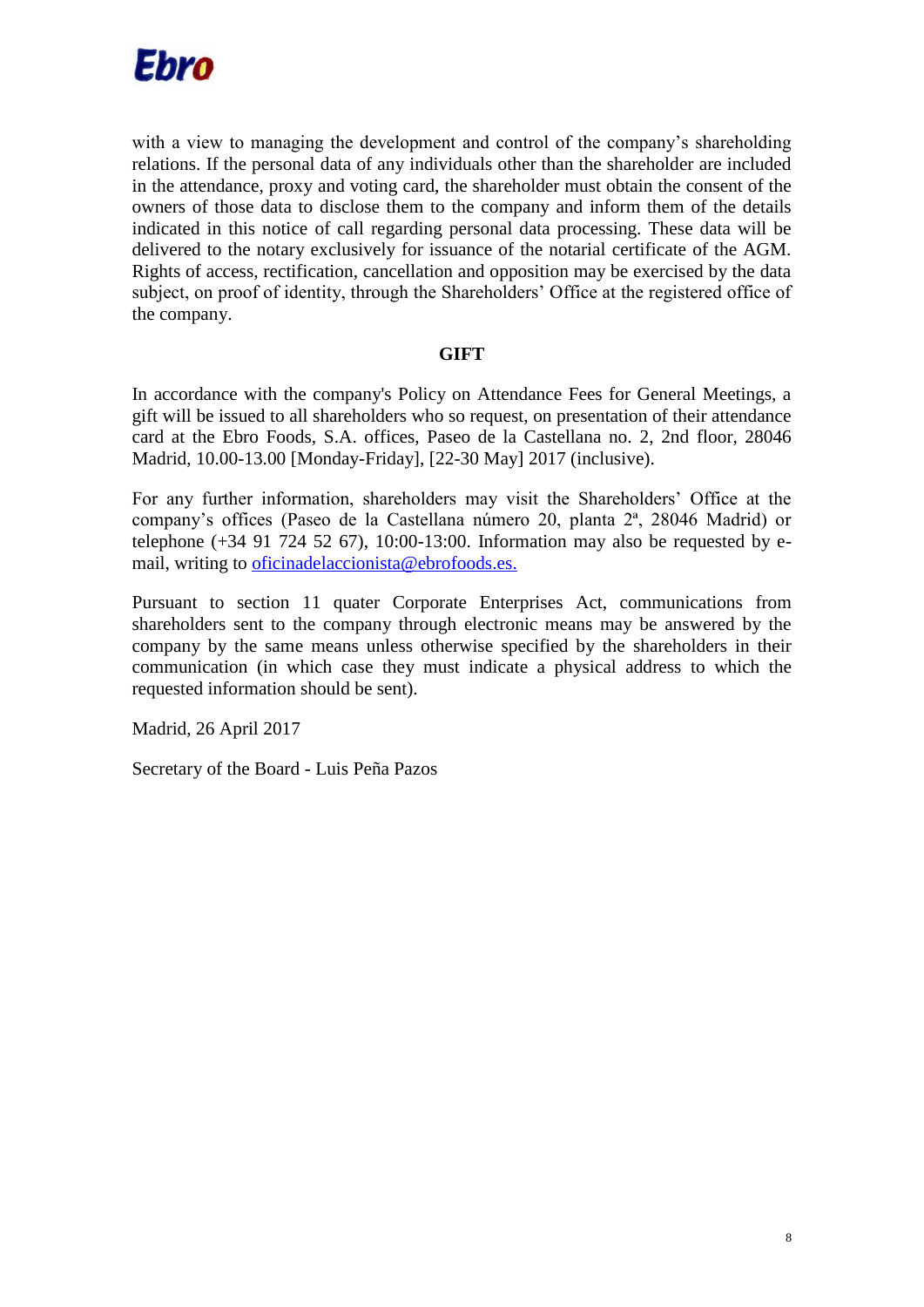with a view to managing the development and control of the company's shareholding relations. If the personal data of any individuals other than the shareholder are included in the attendance, proxy and voting card, the shareholder must obtain the consent of the owners of those data to disclose them to the company and inform them of the details indicated in this notice of call regarding personal data processing. These data will be delivered to the notary exclusively for issuance of the notarial certificate of the AGM. Rights of access, rectification, cancellation and opposition may be exercised by the data subject, on proof of identity, through the Shareholders' Office at the registered office of the company.

**GIFT**

In accordance with the company's Policy on Attendance Fees for General Meetings, a gift will be issued to all shareholders who so request, on presentation of their attendance card at the Ebro Foods, S.A. offices, Paseo de la Castellana no. 2, 2nd floor, 28046 Madrid, 10.00-13.00 [Monday-Friday], [22-30 May] 2017 (inclusive).

For any further information, shareholders may visit the Shareholders' Office at the company's offices (Paseo de la Castellana número 20, planta 2ª, 28046 Madrid) or telephone (+34 91 724 52 67), 10:00-13:00. Information may also be requested by e-mail, writing to oficinadelaccionista@ebrofoods.es.

Pursuant to section 11 quater Corporate Enterprises Act, communications from shareholders sent to the company through electronic means may be answered by the company by the same means unless otherwise specified by the shareholders in their communication (in which case they must indicate a physical address to which the requested information should be sent).

Madrid, 26 April 2017

Secretary of the Board - Luis Peña Pazos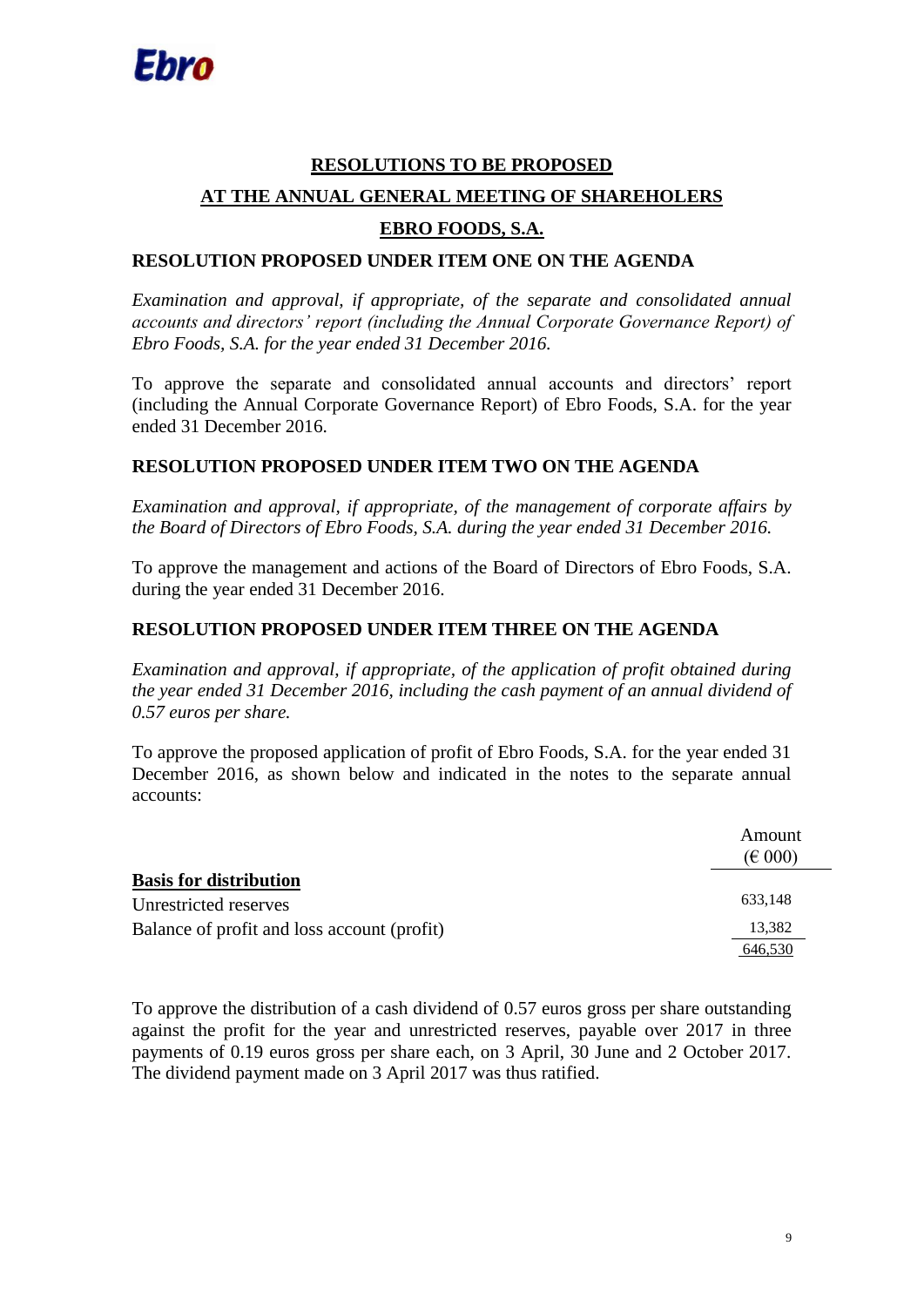Ebro

# RESOLUTIONS TO BE PROPOSED

## AT THE ANNUAL GENERAL MEETING OF SHAREHOLERS

## EBRO FOODS, S.A.

### RESOLUTION PROPOSED UNDER ITEM ONE ON THE AGENDA

*Examination and approval, if appropriate, of the separate and consolidated annual accounts and directors' report (including the Annual Corporate Governance Report) of Ebro Foods, S.A. for the year ended 31 December 2016.*

To approve the separate and consolidated annual accounts and directors' report (including the Annual Corporate Governance Report) of Ebro Foods, S.A. for the year ended 31 December 2016.

### RESOLUTION PROPOSED UNDER ITEM TWO ON THE AGENDA

*Examination and approval, if appropriate, of the management of corporate affairs by the Board of Directors of Ebro Foods, S.A. during the year ended 31 December 2016.*

To approve the management and actions of the Board of Directors of Ebro Foods, S.A. during the year ended 31 December 2016.

### RESOLUTION PROPOSED UNDER ITEM THREE ON THE AGENDA

*Examination and approval, if appropriate, of the application of profit obtained during the year ended 31 December 2016, including the cash payment of an annual dividend of 0.57 euros per share.*

To approve the proposed application of profit of Ebro Foods, S.A. for the year ended 31 December 2016, as shown below and indicated in the notes to the separate annual accounts:

| | Amount (€ 000) |
|---|---|
| **Basis for distribution** | |
| Unrestricted reserves | 633,148 |
| Balance of profit and loss account (profit) | 13,382 |
| | 646,530 |

To approve the distribution of a cash dividend of 0.57 euros gross per share outstanding against the profit for the year and unrestricted reserves, payable over 2017 in three payments of 0.19 euros gross per share each, on 3 April, 30 June and 2 October 2017. The dividend payment made on 3 April 2017 was thus ratified.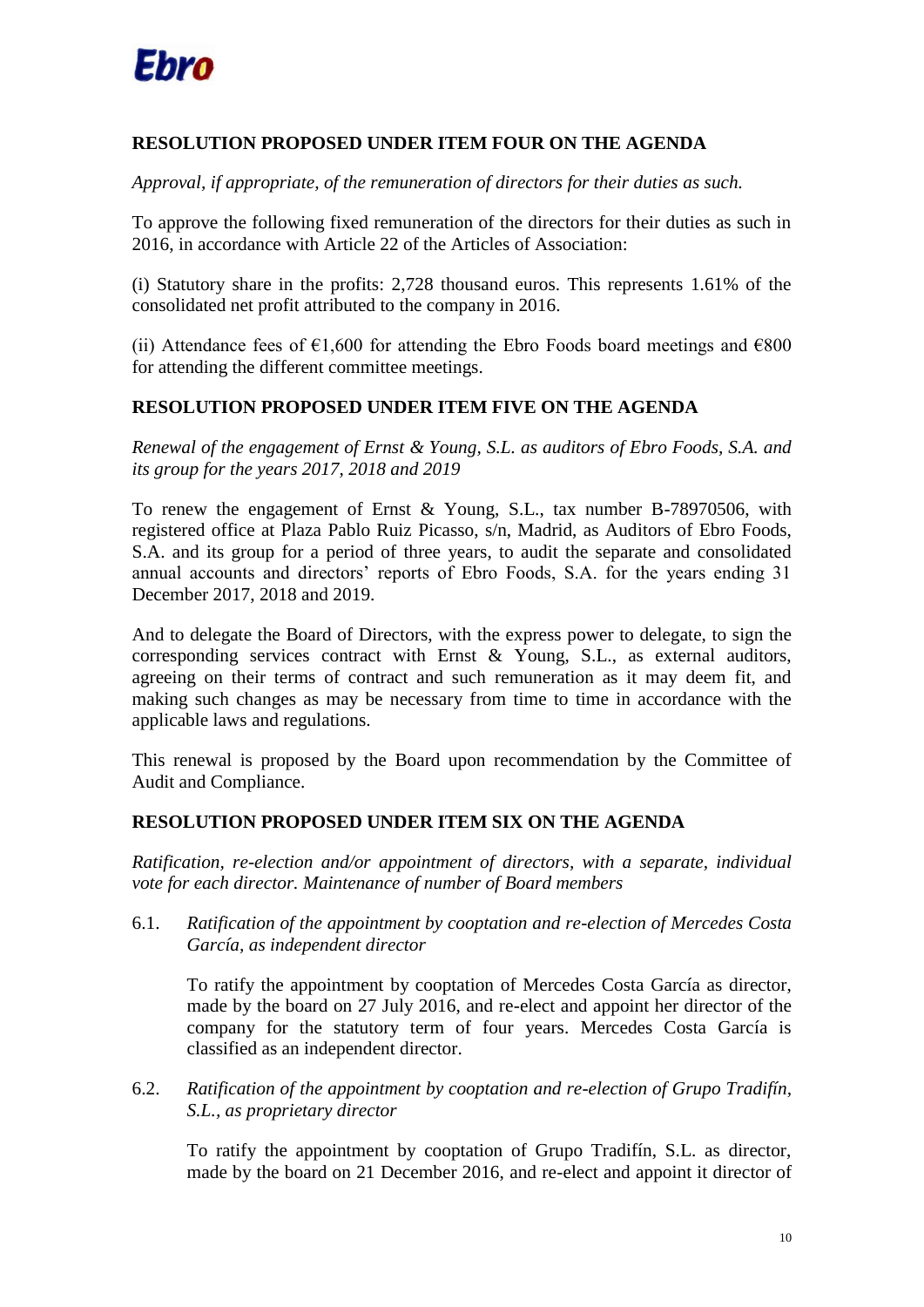## RESOLUTION PROPOSED UNDER ITEM FOUR ON THE AGENDA

*Approval, if appropriate, of the remuneration of directors for their duties as such.*

To approve the following fixed remuneration of the directors for their duties as such in 2016, in accordance with Article 22 of the Articles of Association:

(i) Statutory share in the profits: 2,728 thousand euros. This represents 1.61% of the consolidated net profit attributed to the company in 2016.

(ii) Attendance fees of €1,600 for attending the Ebro Foods board meetings and €800 for attending the different committee meetings.

## RESOLUTION PROPOSED UNDER ITEM FIVE ON THE AGENDA

*Renewal of the engagement of Ernst & Young, S.L. as auditors of Ebro Foods, S.A. and its group for the years 2017, 2018 and 2019*

To renew the engagement of Ernst & Young, S.L., tax number B-78970506, with registered office at Plaza Pablo Ruiz Picasso, s/n, Madrid, as Auditors of Ebro Foods, S.A. and its group for a period of three years, to audit the separate and consolidated annual accounts and directors' reports of Ebro Foods, S.A. for the years ending 31 December 2017, 2018 and 2019.

And to delegate the Board of Directors, with the express power to delegate, to sign the corresponding services contract with Ernst & Young, S.L., as external auditors, agreeing on their terms of contract and such remuneration as it may deem fit, and making such changes as may be necessary from time to time in accordance with the applicable laws and regulations.

This renewal is proposed by the Board upon recommendation by the Committee of Audit and Compliance.

## RESOLUTION PROPOSED UNDER ITEM SIX ON THE AGENDA

*Ratification, re-election and/or appointment of directors, with a separate, individual vote for each director. Maintenance of number of Board members*

6.1. *Ratification of the appointment by cooptation and re-election of Mercedes Costa García, as independent director*

To ratify the appointment by cooptation of Mercedes Costa García as director, made by the board on 27 July 2016, and re-elect and appoint her director of the company for the statutory term of four years. Mercedes Costa García is classified as an independent director.

6.2. *Ratification of the appointment by cooptation and re-election of Grupo Tradifín, S.L., as proprietary director*

To ratify the appointment by cooptation of Grupo Tradifín, S.L. as director, made by the board on 21 December 2016, and re-elect and appoint it director of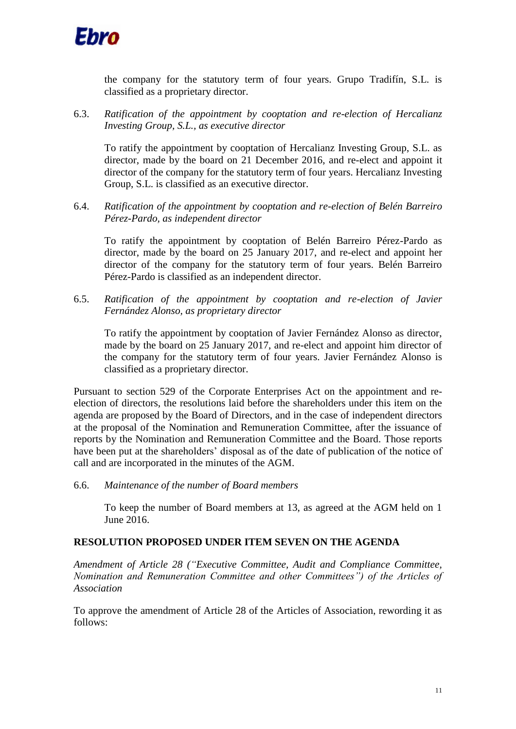the company for the statutory term of four years. Grupo Tradifín, S.L. is classified as a proprietary director.

6.3. *Ratification of the appointment by cooptation and re-election of Hercalianz Investing Group, S.L., as executive director*

To ratify the appointment by cooptation of Hercalianz Investing Group, S.L. as director, made by the board on 21 December 2016, and re-elect and appoint it director of the company for the statutory term of four years. Hercalianz Investing Group, S.L. is classified as an executive director.

6.4. *Ratification of the appointment by cooptation and re-election of Belén Barreiro Pérez-Pardo, as independent director*

To ratify the appointment by cooptation of Belén Barreiro Pérez-Pardo as director, made by the board on 25 January 2017, and re-elect and appoint her director of the company for the statutory term of four years. Belén Barreiro Pérez-Pardo is classified as an independent director.

6.5. *Ratification of the appointment by cooptation and re-election of Javier Fernández Alonso, as proprietary director*

To ratify the appointment by cooptation of Javier Fernández Alonso as director, made by the board on 25 January 2017, and re-elect and appoint him director of the company for the statutory term of four years. Javier Fernández Alonso is classified as a proprietary director.

Pursuant to section 529 of the Corporate Enterprises Act on the appointment and re-election of directors, the resolutions laid before the shareholders under this item on the agenda are proposed by the Board of Directors, and in the case of independent directors at the proposal of the Nomination and Remuneration Committee, after the issuance of reports by the Nomination and Remuneration Committee and the Board. Those reports have been put at the shareholders' disposal as of the date of publication of the notice of call and are incorporated in the minutes of the AGM.

6.6. *Maintenance of the number of Board members*

To keep the number of Board members at 13, as agreed at the AGM held on 1 June 2016.

**RESOLUTION PROPOSED UNDER ITEM SEVEN ON THE AGENDA**

*Amendment of Article 28 ("Executive Committee, Audit and Compliance Committee, Nomination and Remuneration Committee and other Committees") of the Articles of Association*

To approve the amendment of Article 28 of the Articles of Association, rewording it as follows: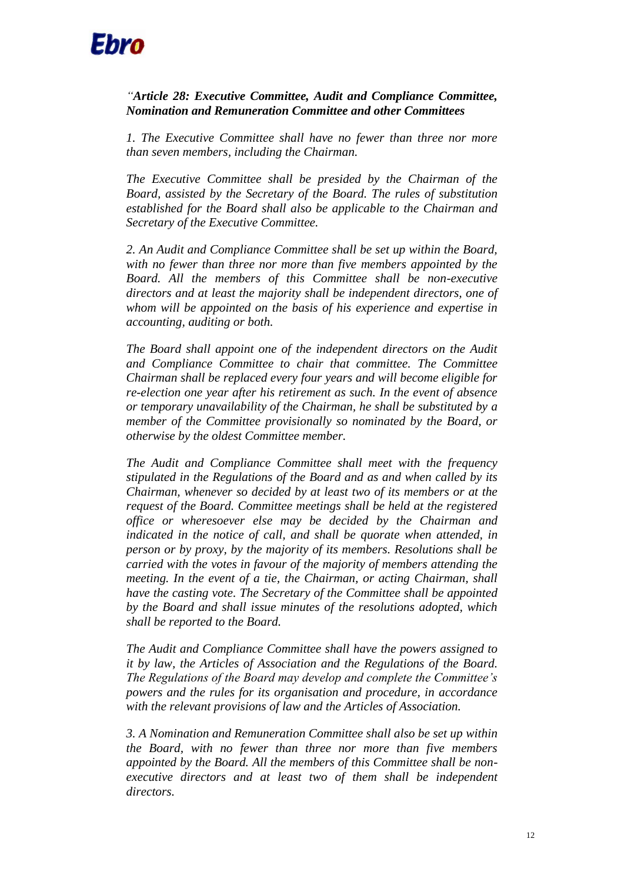*"**Article 28: Executive Committee, Audit and Compliance Committee, Nomination and Remuneration Committee and other Committees***

*1. The Executive Committee shall have no fewer than three nor more than seven members, including the Chairman.*

*The Executive Committee shall be presided by the Chairman of the Board, assisted by the Secretary of the Board. The rules of substitution established for the Board shall also be applicable to the Chairman and Secretary of the Executive Committee.*

*2. An Audit and Compliance Committee shall be set up within the Board, with no fewer than three nor more than five members appointed by the Board. All the members of this Committee shall be non-executive directors and at least the majority shall be independent directors, one of whom will be appointed on the basis of his experience and expertise in accounting, auditing or both.*

*The Board shall appoint one of the independent directors on the Audit and Compliance Committee to chair that committee. The Committee Chairman shall be replaced every four years and will become eligible for re-election one year after his retirement as such. In the event of absence or temporary unavailability of the Chairman, he shall be substituted by a member of the Committee provisionally so nominated by the Board, or otherwise by the oldest Committee member.*

*The Audit and Compliance Committee shall meet with the frequency stipulated in the Regulations of the Board and as and when called by its Chairman, whenever so decided by at least two of its members or at the request of the Board. Committee meetings shall be held at the registered office or wheresoever else may be decided by the Chairman and indicated in the notice of call, and shall be quorate when attended, in person or by proxy, by the majority of its members. Resolutions shall be carried with the votes in favour of the majority of members attending the meeting. In the event of a tie, the Chairman, or acting Chairman, shall have the casting vote. The Secretary of the Committee shall be appointed by the Board and shall issue minutes of the resolutions adopted, which shall be reported to the Board.*

*The Audit and Compliance Committee shall have the powers assigned to it by law, the Articles of Association and the Regulations of the Board. The Regulations of the Board may develop and complete the Committee's powers and the rules for its organisation and procedure, in accordance with the relevant provisions of law and the Articles of Association.*

*3. A Nomination and Remuneration Committee shall also be set up within the Board, with no fewer than three nor more than five members appointed by the Board. All the members of this Committee shall be non-executive directors and at least two of them shall be independent directors.*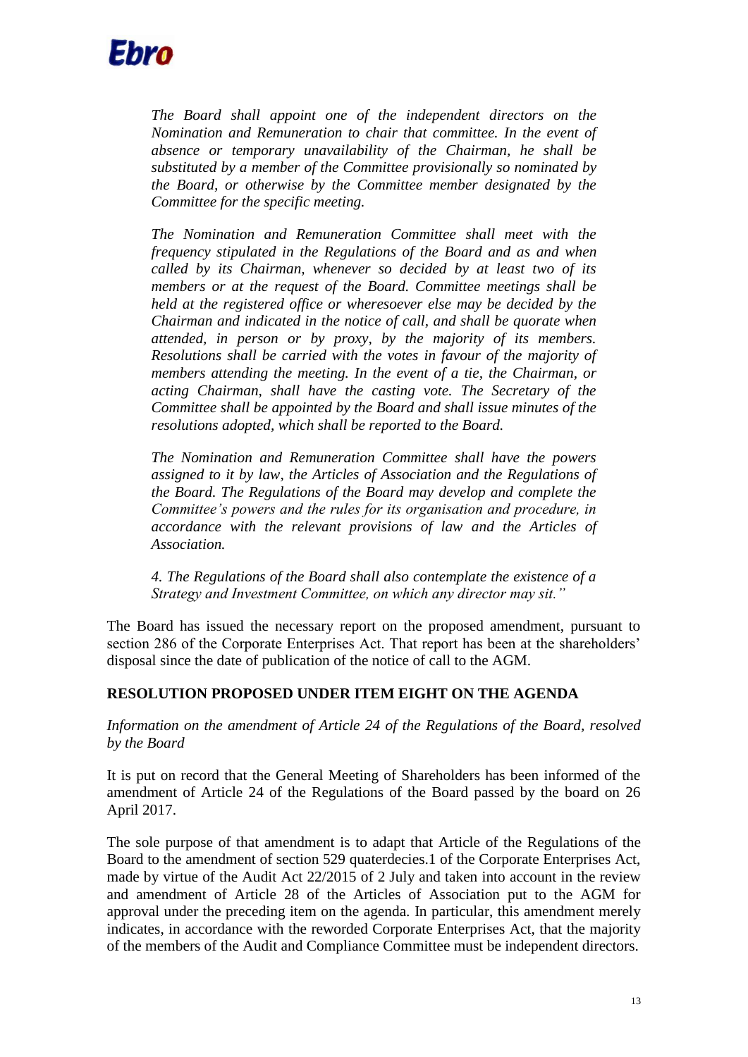*The Board shall appoint one of the independent directors on the Nomination and Remuneration to chair that committee. In the event of absence or temporary unavailability of the Chairman, he shall be substituted by a member of the Committee provisionally so nominated by the Board, or otherwise by the Committee member designated by the Committee for the specific meeting.*

*The Nomination and Remuneration Committee shall meet with the frequency stipulated in the Regulations of the Board and as and when called by its Chairman, whenever so decided by at least two of its members or at the request of the Board. Committee meetings shall be held at the registered office or wheresoever else may be decided by the Chairman and indicated in the notice of call, and shall be quorate when attended, in person or by proxy, by the majority of its members. Resolutions shall be carried with the votes in favour of the majority of members attending the meeting. In the event of a tie, the Chairman, or acting Chairman, shall have the casting vote. The Secretary of the Committee shall be appointed by the Board and shall issue minutes of the resolutions adopted, which shall be reported to the Board.*

*The Nomination and Remuneration Committee shall have the powers assigned to it by law, the Articles of Association and the Regulations of the Board. The Regulations of the Board may develop and complete the Committee's powers and the rules for its organisation and procedure, in accordance with the relevant provisions of law and the Articles of Association.*

*4. The Regulations of the Board shall also contemplate the existence of a Strategy and Investment Committee, on which any director may sit."*

The Board has issued the necessary report on the proposed amendment, pursuant to section 286 of the Corporate Enterprises Act. That report has been at the shareholders' disposal since the date of publication of the notice of call to the AGM.

## RESOLUTION PROPOSED UNDER ITEM EIGHT ON THE AGENDA

*Information on the amendment of Article 24 of the Regulations of the Board, resolved by the Board*

It is put on record that the General Meeting of Shareholders has been informed of the amendment of Article 24 of the Regulations of the Board passed by the board on 26 April 2017.

The sole purpose of that amendment is to adapt that Article of the Regulations of the Board to the amendment of section 529 quaterdecies.1 of the Corporate Enterprises Act, made by virtue of the Audit Act 22/2015 of 2 July and taken into account in the review and amendment of Article 28 of the Articles of Association put to the AGM for approval under the preceding item on the agenda. In particular, this amendment merely indicates, in accordance with the reworded Corporate Enterprises Act, that the majority of the members of the Audit and Compliance Committee must be independent directors.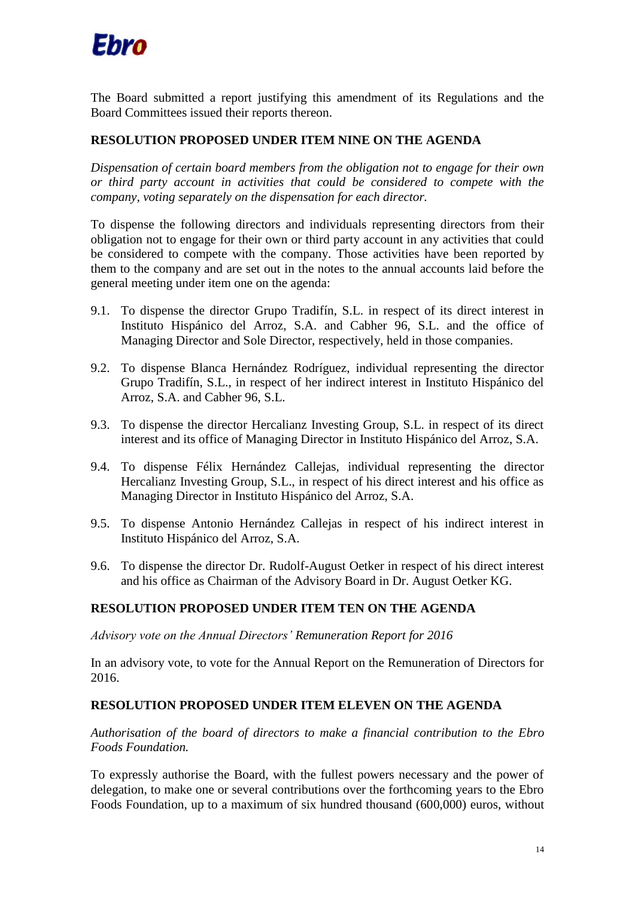The Board submitted a report justifying this amendment of its Regulations and the Board Committees issued their reports thereon.

## RESOLUTION PROPOSED UNDER ITEM NINE ON THE AGENDA

*Dispensation of certain board members from the obligation not to engage for their own or third party account in activities that could be considered to compete with the company, voting separately on the dispensation for each director.*

To dispense the following directors and individuals representing directors from their obligation not to engage for their own or third party account in any activities that could be considered to compete with the company. Those activities have been reported by them to the company and are set out in the notes to the annual accounts laid before the general meeting under item one on the agenda:

9.1. To dispense the director Grupo Tradifín, S.L. in respect of its direct interest in Instituto Hispánico del Arroz, S.A. and Cabher 96, S.L. and the office of Managing Director and Sole Director, respectively, held in those companies.

9.2. To dispense Blanca Hernández Rodríguez, individual representing the director Grupo Tradifín, S.L., in respect of her indirect interest in Instituto Hispánico del Arroz, S.A. and Cabher 96, S.L.

9.3. To dispense the director Hercalianz Investing Group, S.L. in respect of its direct interest and its office of Managing Director in Instituto Hispánico del Arroz, S.A.

9.4. To dispense Félix Hernández Callejas, individual representing the director Hercalianz Investing Group, S.L., in respect of his direct interest and his office as Managing Director in Instituto Hispánico del Arroz, S.A.

9.5. To dispense Antonio Hernández Callejas in respect of his indirect interest in Instituto Hispánico del Arroz, S.A.

9.6. To dispense the director Dr. Rudolf-August Oetker in respect of his direct interest and his office as Chairman of the Advisory Board in Dr. August Oetker KG.

## RESOLUTION PROPOSED UNDER ITEM TEN ON THE AGENDA

*Advisory vote on the Annual Directors' Remuneration Report for 2016*

In an advisory vote, to vote for the Annual Report on the Remuneration of Directors for 2016.

## RESOLUTION PROPOSED UNDER ITEM ELEVEN ON THE AGENDA

*Authorisation of the board of directors to make a financial contribution to the Ebro Foods Foundation.*

To expressly authorise the Board, with the fullest powers necessary and the power of delegation, to make one or several contributions over the forthcoming years to the Ebro Foods Foundation, up to a maximum of six hundred thousand (600,000) euros, without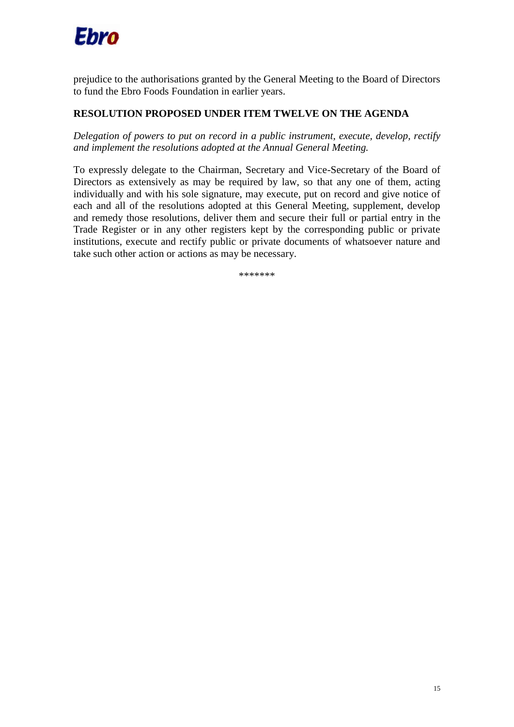prejudice to the authorisations granted by the General Meeting to the Board of Directors to fund the Ebro Foods Foundation in earlier years.

**RESOLUTION PROPOSED UNDER ITEM TWELVE ON THE AGENDA**

*Delegation of powers to put on record in a public instrument, execute, develop, rectify and implement the resolutions adopted at the Annual General Meeting.*

To expressly delegate to the Chairman, Secretary and Vice-Secretary of the Board of Directors as extensively as may be required by law, so that any one of them, acting individually and with his sole signature, may execute, put on record and give notice of each and all of the resolutions adopted at this General Meeting, supplement, develop and remedy those resolutions, deliver them and secure their full or partial entry in the Trade Register or in any other registers kept by the corresponding public or private institutions, execute and rectify public or private documents of whatsoever nature and take such other action or actions as may be necessary.

*******